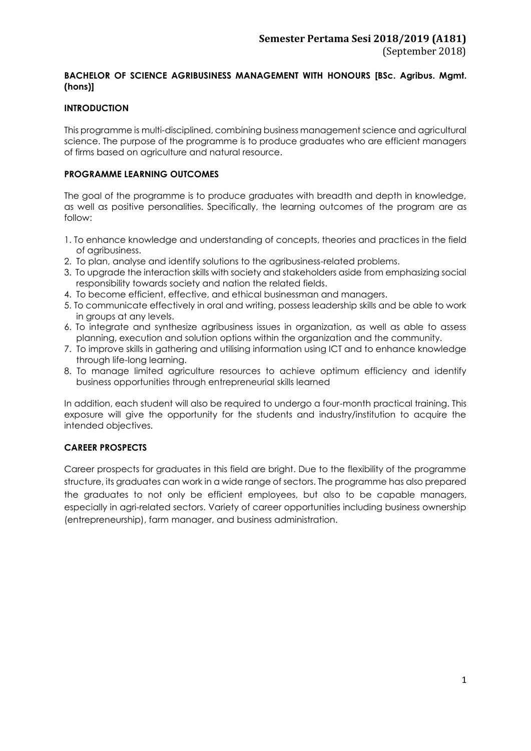**Semester Pertama Sesi 2018/2019 (A181)**
(September 2018)

## BACHELOR OF SCIENCE AGRIBUSINESS MANAGEMENT WITH HONOURS [BSc. Agribus. Mgmt. (hons)]

### INTRODUCTION

This programme is multi-disciplined, combining business management science and agricultural science. The purpose of the programme is to produce graduates who are efficient managers of firms based on agriculture and natural resource.

### PROGRAMME LEARNING OUTCOMES

The goal of the programme is to produce graduates with breadth and depth in knowledge, as well as positive personalities. Specifically, the learning outcomes of the program are as follow:

1. To enhance knowledge and understanding of concepts, theories and practices in the field of agribusiness.
2. To plan, analyse and identify solutions to the agribusiness-related problems.
3. To upgrade the interaction skills with society and stakeholders aside from emphasizing social responsibility towards society and nation the related fields.
4. To become efficient, effective, and ethical businessman and managers.
5. To communicate effectively in oral and writing, possess leadership skills and be able to work in groups at any levels.
6. To integrate and synthesize agribusiness issues in organization, as well as able to assess planning, execution and solution options within the organization and the community.
7. To improve skills in gathering and utilising information using ICT and to enhance knowledge through life-long learning.
8. To manage limited agriculture resources to achieve optimum efficiency and identify business opportunities through entrepreneurial skills learned

In addition, each student will also be required to undergo a four-month practical training. This exposure will give the opportunity for the students and industry/institution to acquire the intended objectives.

### CAREER PROSPECTS

Career prospects for graduates in this field are bright. Due to the flexibility of the programme structure, its graduates can work in a wide range of sectors. The programme has also prepared the graduates to not only be efficient employees, but also to be capable managers, especially in agri-related sectors. Variety of career opportunities including business ownership (entrepreneurship), farm manager, and business administration.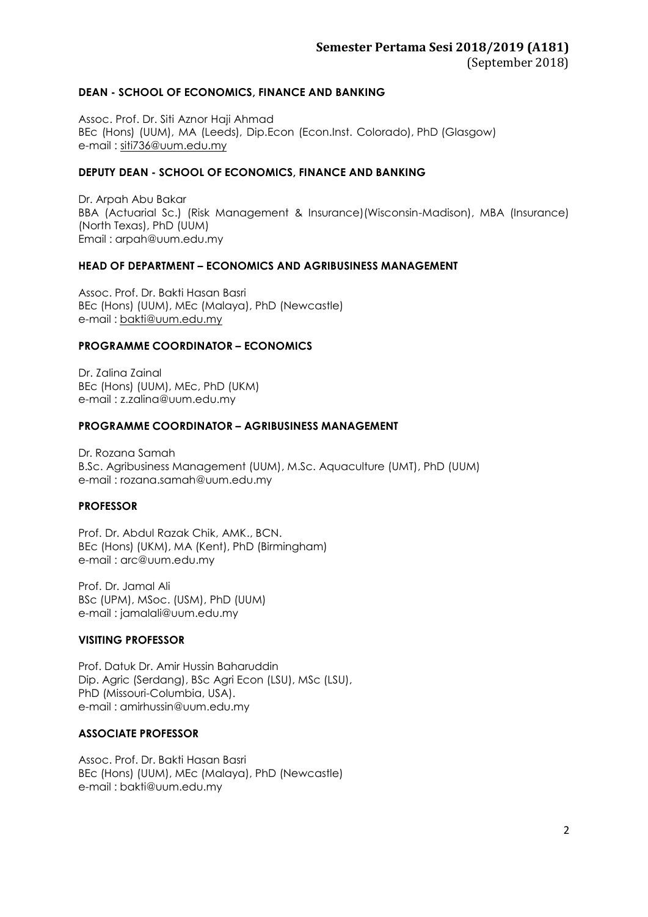**DEAN - SCHOOL OF ECONOMICS, FINANCE AND BANKING**

Assoc. Prof. Dr. Siti Aznor Haji Ahmad
BEc (Hons) (UUM), MA (Leeds), Dip.Econ (Econ.Inst. Colorado), PhD (Glasgow)
e-mail : siti736@uum.edu.my

**DEPUTY DEAN - SCHOOL OF ECONOMICS, FINANCE AND BANKING**

Dr. Arpah Abu Bakar
BBA (Actuarial Sc.) (Risk Management & Insurance)(Wisconsin-Madison), MBA (Insurance) (North Texas), PhD (UUM)
Email : arpah@uum.edu.my

**HEAD OF DEPARTMENT – ECONOMICS AND AGRIBUSINESS MANAGEMENT**

Assoc. Prof. Dr. Bakti Hasan Basri
BEc (Hons) (UUM), MEc (Malaya), PhD (Newcastle)
e-mail : bakti@uum.edu.my

**PROGRAMME COORDINATOR – ECONOMICS**

Dr. Zalina Zainal
BEc (Hons) (UUM), MEc, PhD (UKM)
e-mail : z.zalina@uum.edu.my

**PROGRAMME COORDINATOR – AGRIBUSINESS MANAGEMENT**

Dr. Rozana Samah
B.Sc. Agribusiness Management (UUM), M.Sc. Aquaculture (UMT), PhD (UUM)
e-mail : rozana.samah@uum.edu.my

**PROFESSOR**

Prof. Dr. Abdul Razak Chik, AMK., BCN.
BEc (Hons) (UKM), MA (Kent), PhD (Birmingham)
e-mail : arc@uum.edu.my

Prof. Dr. Jamal Ali
BSc (UPM), MSoc. (USM), PhD (UUM)
e-mail : jamalali@uum.edu.my

**VISITING PROFESSOR**

Prof. Datuk Dr. Amir Hussin Baharuddin
Dip. Agric (Serdang), BSc Agri Econ (LSU), MSc (LSU),
PhD (Missouri-Columbia, USA).
e-mail : amirhussin@uum.edu.my

**ASSOCIATE PROFESSOR**

Assoc. Prof. Dr. Bakti Hasan Basri
BEc (Hons) (UUM), MEc (Malaya), PhD (Newcastle)
e-mail : bakti@uum.edu.my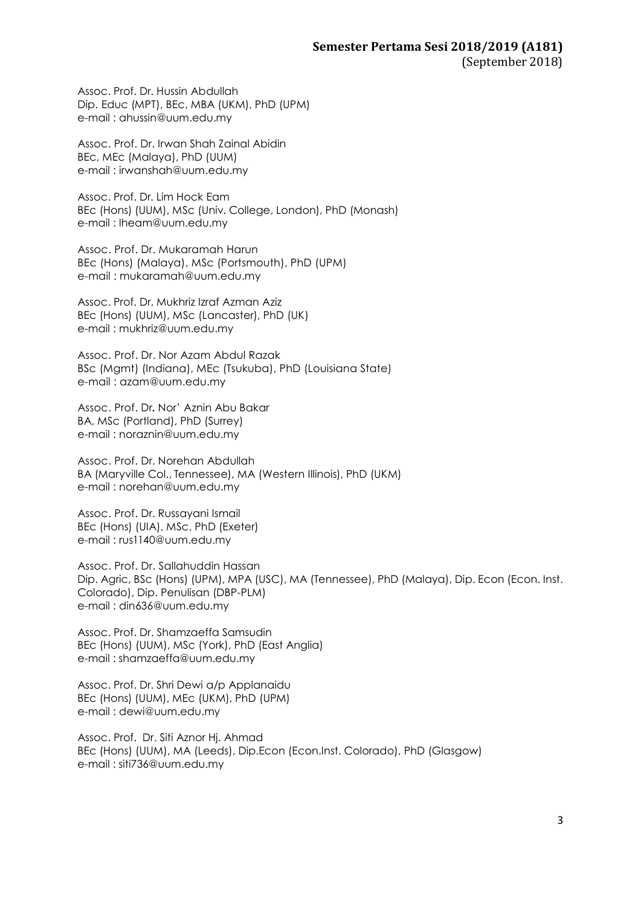Assoc. Prof. Dr. Hussin Abdullah
Dip. Educ (MPT), BEc, MBA (UKM), PhD (UPM)
e-mail : ahussin@uum.edu.my

Assoc. Prof. Dr. Irwan Shah Zainal Abidin
BEc, MEc (Malaya), PhD (UUM)
e-mail : irwanshah@uum.edu.my

Assoc. Prof. Dr. Lim Hock Eam
BEc (Hons) (UUM), MSc (Univ. College, London), PhD (Monash)
e-mail : lheam@uum.edu.my

Assoc. Prof. Dr. Mukaramah Harun
BEc (Hons) (Malaya), MSc (Portsmouth), PhD (UPM)
e-mail : mukaramah@uum.edu.my

Assoc. Prof. Dr. Mukhriz Izraf Azman Aziz
BEc (Hons) (UUM), MSc (Lancaster), PhD (UK)
e-mail : mukhriz@uum.edu.my

Assoc. Prof. Dr. Nor Azam Abdul Razak
BSc (Mgmt) (Indiana), MEc (Tsukuba), PhD (Louisiana State)
e-mail : azam@uum.edu.my

Assoc. Prof. Dr. Nor' Aznin Abu Bakar
BA, MSc (Portland), PhD (Surrey)
e-mail : noraznin@uum.edu.my

Assoc. Prof. Dr. Norehan Abdullah
BA (Maryville Col., Tennessee), MA (Western Illinois), PhD (UKM)
e-mail : norehan@uum.edu.my

Assoc. Prof. Dr. Russayani Ismail
BEc (Hons) (UIA), MSc, PhD (Exeter)
e-mail : rus1140@uum.edu.my

Assoc. Prof. Dr. Sallahuddin Hassan
Dip. Agric, BSc (Hons) (UPM), MPA (USC), MA (Tennessee), PhD (Malaya), Dip. Econ (Econ. Inst. Colorado), Dip. Penulisan (DBP-PLM)
e-mail : din636@uum.edu.my

Assoc. Prof. Dr. Shamzaeffa Samsudin
BEc (Hons) (UUM), MSc (York), PhD (East Anglia)
e-mail : shamzaeffa@uum.edu.my

Assoc. Prof. Dr. Shri Dewi a/p Applanaidu
BEc (Hons) (UUM), MEc (UKM), PhD (UPM)
e-mail : dewi@uum.edu.my

Assoc. Prof. Dr. Siti Aznor Hj. Ahmad
BEc (Hons) (UUM), MA (Leeds), Dip.Econ (Econ.Inst. Colorado), PhD (Glasgow)
e-mail : siti736@uum.edu.my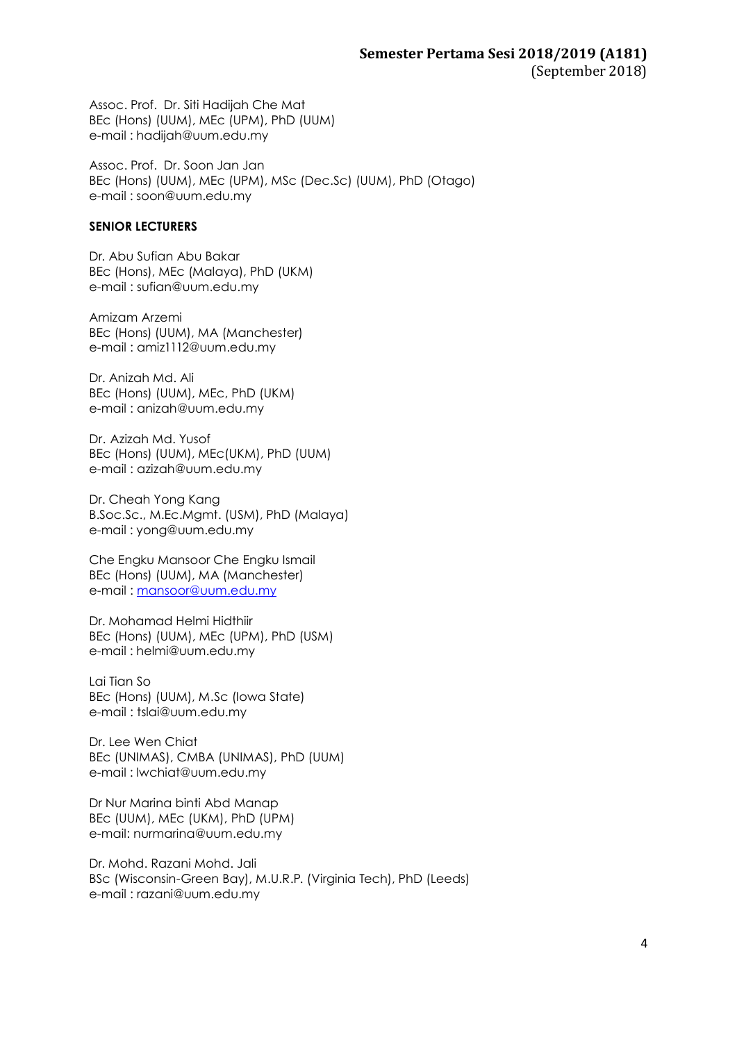Assoc. Prof.  Dr. Siti Hadijah Che Mat
BEc (Hons) (UUM), MEc (UPM), PhD (UUM)
e-mail : hadijah@uum.edu.my

Assoc. Prof.  Dr. Soon Jan Jan
BEc (Hons) (UUM), MEc (UPM), MSc (Dec.Sc) (UUM), PhD (Otago)
e-mail : soon@uum.edu.my

**SENIOR LECTURERS**

Dr. Abu Sufian Abu Bakar
BEc (Hons), MEc (Malaya), PhD (UKM)
e-mail : sufian@uum.edu.my

Amizam Arzemi
BEc (Hons) (UUM), MA (Manchester)
e-mail : amiz1112@uum.edu.my

Dr. Anizah Md. Ali
BEc (Hons) (UUM), MEc, PhD (UKM)
e-mail : anizah@uum.edu.my

Dr. Azizah Md. Yusof
BEc (Hons) (UUM), MEc(UKM), PhD (UUM)
e-mail : azizah@uum.edu.my

Dr. Cheah Yong Kang
B.Soc.Sc., M.Ec.Mgmt. (USM), PhD (Malaya)
e-mail : yong@uum.edu.my

Che Engku Mansoor Che Engku Ismail
BEc (Hons) (UUM), MA (Manchester)
e-mail : mansoor@uum.edu.my

Dr. Mohamad Helmi Hidthiir
BEc (Hons) (UUM), MEc (UPM), PhD (USM)
e-mail : helmi@uum.edu.my

Lai Tian So
BEc (Hons) (UUM), M.Sc (Iowa State)
e-mail : tslai@uum.edu.my

Dr. Lee Wen Chiat
BEc (UNIMAS), CMBA (UNIMAS), PhD (UUM)
e-mail : lwchiat@uum.edu.my

Dr Nur Marina binti Abd Manap
BEc (UUM), MEc (UKM), PhD (UPM)
e-mail: nurmarina@uum.edu.my

Dr. Mohd. Razani Mohd. Jali
BSc (Wisconsin-Green Bay), M.U.R.P. (Virginia Tech), PhD (Leeds)
e-mail : razani@uum.edu.my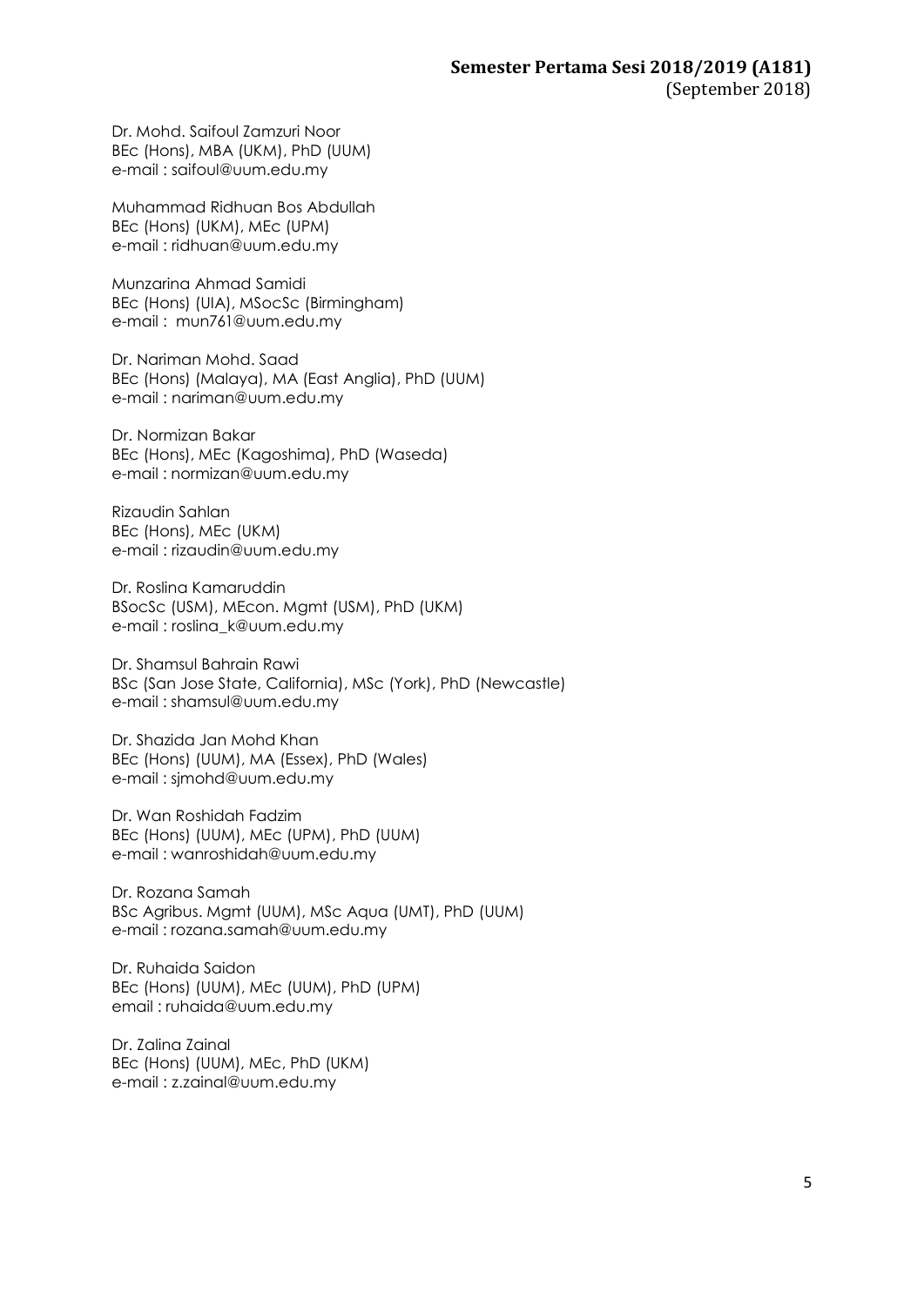Dr. Mohd. Saifoul Zamzuri Noor
BEc (Hons), MBA (UKM), PhD (UUM)
e-mail : saifoul@uum.edu.my

Muhammad Ridhuan Bos Abdullah
BEc (Hons) (UKM), MEc (UPM)
e-mail : ridhuan@uum.edu.my

Munzarina Ahmad Samidi
BEc (Hons) (UIA), MSocSc (Birmingham)
e-mail : mun761@uum.edu.my

Dr. Nariman Mohd. Saad
BEc (Hons) (Malaya), MA (East Anglia), PhD (UUM)
e-mail : nariman@uum.edu.my

Dr. Normizan Bakar
BEc (Hons), MEc (Kagoshima), PhD (Waseda)
e-mail : normizan@uum.edu.my

Rizaudin Sahlan
BEc (Hons), MEc (UKM)
e-mail : rizaudin@uum.edu.my

Dr. Roslina Kamaruddin
BSocSc (USM), MEcon. Mgmt (USM), PhD (UKM)
e-mail : roslina_k@uum.edu.my

Dr. Shamsul Bahrain Rawi
BSc (San Jose State, California), MSc (York), PhD (Newcastle)
e-mail : shamsul@uum.edu.my

Dr. Shazida Jan Mohd Khan
BEc (Hons) (UUM), MA (Essex), PhD (Wales)
e-mail : sjmohd@uum.edu.my

Dr. Wan Roshidah Fadzim
BEc (Hons) (UUM), MEc (UPM), PhD (UUM)
e-mail : wanroshidah@uum.edu.my

Dr. Rozana Samah
BSc Agribus. Mgmt (UUM), MSc Aqua (UMT), PhD (UUM)
e-mail : rozana.samah@uum.edu.my

Dr. Ruhaida Saidon
BEc (Hons) (UUM), MEc (UUM), PhD (UPM)
email : ruhaida@uum.edu.my

Dr. Zalina Zainal
BEc (Hons) (UUM), MEc, PhD (UKM)
e-mail : z.zainal@uum.edu.my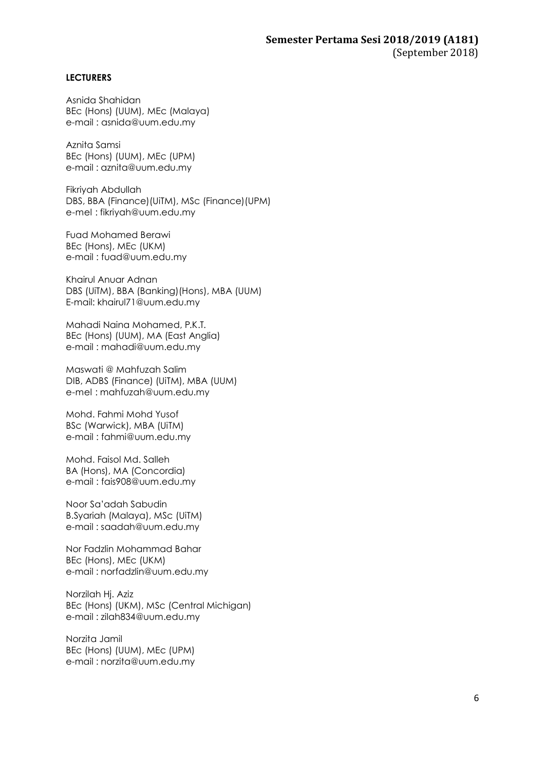**LECTURERS**

Asnida Shahidan
BEc (Hons) (UUM), MEc (Malaya)
e-mail : asnida@uum.edu.my

Aznita Samsi
BEc (Hons) (UUM), MEc (UPM)
e-mail : aznita@uum.edu.my

Fikriyah Abdullah
DBS, BBA (Finance)(UiTM), MSc (Finance)(UPM)
e-mel : fikriyah@uum.edu.my

Fuad Mohamed Berawi
BEc (Hons), MEc (UKM)
e-mail : fuad@uum.edu.my

Khairul Anuar Adnan
DBS (UiTM), BBA (Banking)(Hons), MBA (UUM)
E-mail: khairul71@uum.edu.my

Mahadi Naina Mohamed, P.K.T.
BEc (Hons) (UUM), MA (East Anglia)
e-mail : mahadi@uum.edu.my

Maswati @ Mahfuzah Salim
DIB, ADBS (Finance) (UiTM), MBA (UUM)
e-mel : mahfuzah@uum.edu.my

Mohd. Fahmi Mohd Yusof
BSc (Warwick), MBA (UiTM)
e-mail : fahmi@uum.edu.my

Mohd. Faisol Md. Salleh
BA (Hons), MA (Concordia)
e-mail : fais908@uum.edu.my

Noor Sa'adah Sabudin
B.Syariah (Malaya), MSc (UiTM)
e-mail : saadah@uum.edu.my

Nor Fadzlin Mohammad Bahar
BEc (Hons), MEc (UKM)
e-mail : norfadzlin@uum.edu.my

Norzilah Hj. Aziz
BEc (Hons) (UKM), MSc (Central Michigan)
e-mail : zilah834@uum.edu.my

Norzita Jamil
BEc (Hons) (UUM), MEc (UPM)
e-mail : norzita@uum.edu.my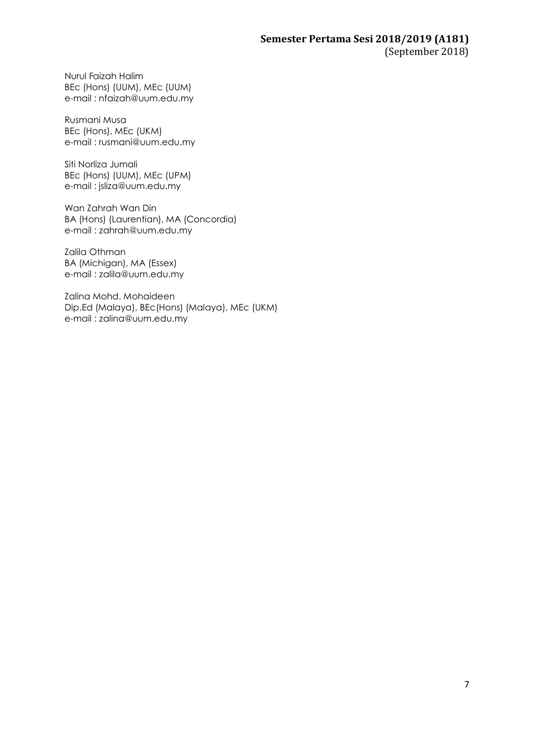Nurul Faizah Halim  
BEc (Hons) (UUM), MEc (UUM)  
e-mail : nfaizah@uum.edu.my

Rusmani Musa  
BEc (Hons), MEc (UKM)  
e-mail : rusmani@uum.edu.my

Siti Norliza Jumali  
BEc (Hons) (UUM), MEc (UPM)  
e-mail : jsliza@uum.edu.my

Wan Zahrah Wan Din  
BA (Hons) (Laurentian), MA (Concordia)  
e-mail : zahrah@uum.edu.my

Zalila Othman  
BA (Michigan), MA (Essex)  
e-mail : zalila@uum.edu.my

Zalina Mohd. Mohaideen  
Dip.Ed (Malaya), BEc(Hons) (Malaya), MEc (UKM)  
e-mail : zalina@uum.edu.my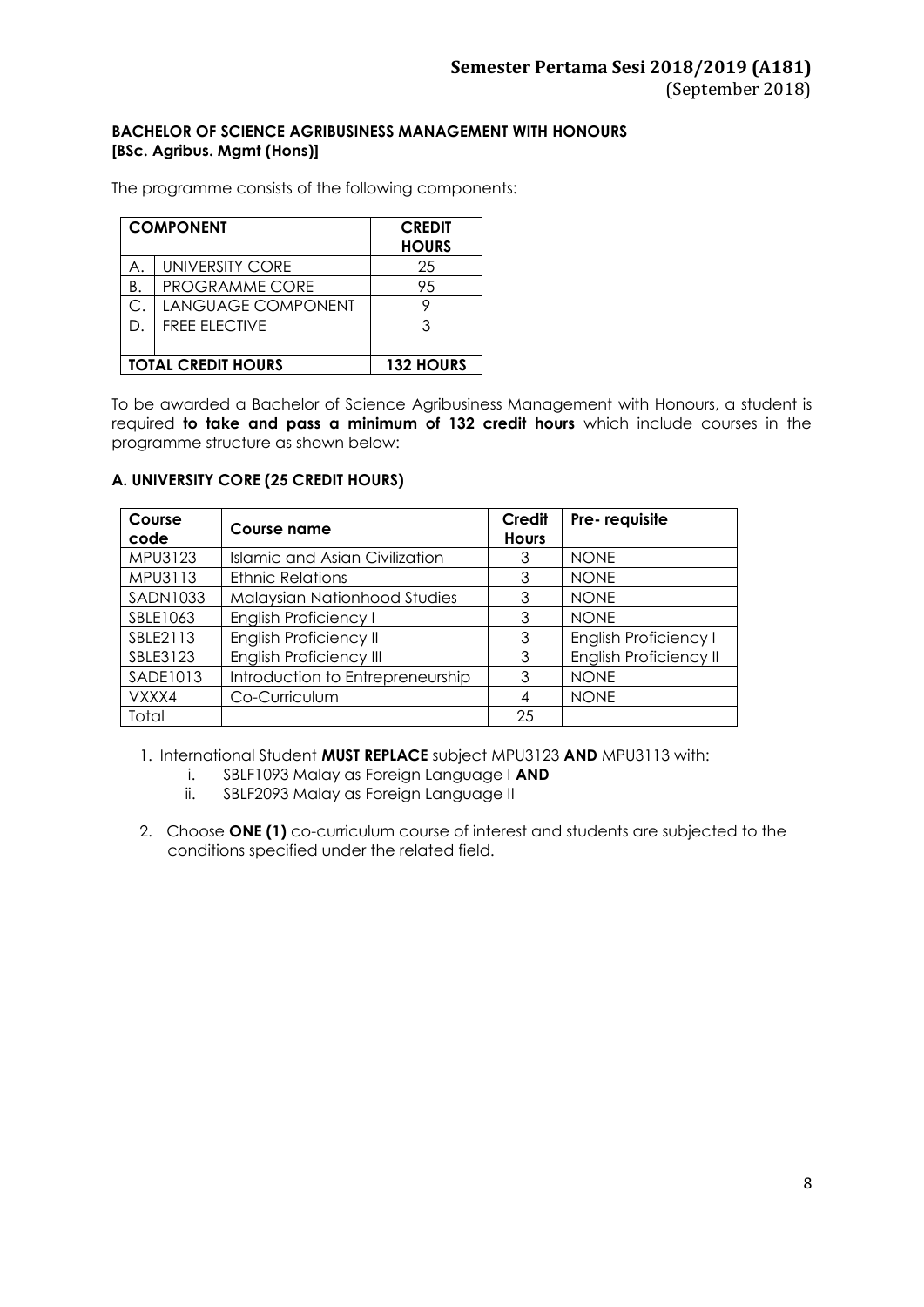**BACHELOR OF SCIENCE AGRIBUSINESS MANAGEMENT WITH HONOURS**
**[BSc. Agribus. Mgmt (Hons)]**

The programme consists of the following components:

| COMPONENT | | CREDIT HOURS |
|---|---|---|
| A. | UNIVERSITY CORE | 25 |
| B. | PROGRAMME CORE | 95 |
| C. | LANGUAGE COMPONENT | 9 |
| D. | FREE ELECTIVE | 3 |
| | | |
| **TOTAL CREDIT HOURS** | | **132 HOURS** |

To be awarded a Bachelor of Science Agribusiness Management with Honours, a student is required **to take and pass a minimum of 132 credit hours** which include courses in the programme structure as shown below:

### A. UNIVERSITY CORE (25 CREDIT HOURS)

| Course code | Course name | Credit Hours | Pre- requisite |
|---|---|---|---|
| MPU3123 | Islamic and Asian Civilization | 3 | NONE |
| MPU3113 | Ethnic Relations | 3 | NONE |
| SADN1033 | Malaysian Nationhood Studies | 3 | NONE |
| SBLE1063 | English Proficiency I | 3 | NONE |
| SBLE2113 | English Proficiency II | 3 | English Proficiency I |
| SBLE3123 | English Proficiency III | 3 | English Proficiency II |
| SADE1013 | Introduction to Entrepreneurship | 3 | NONE |
| VXXX4 | Co-Curriculum | 4 | NONE |
| Total | | 25 | |

1. International Student **MUST REPLACE** subject MPU3123 **AND** MPU3113 with:
   i. SBLF1093 Malay as Foreign Language I **AND**
   ii. SBLF2093 Malay as Foreign Language II

2. Choose **ONE (1)** co-curriculum course of interest and students are subjected to the conditions specified under the related field.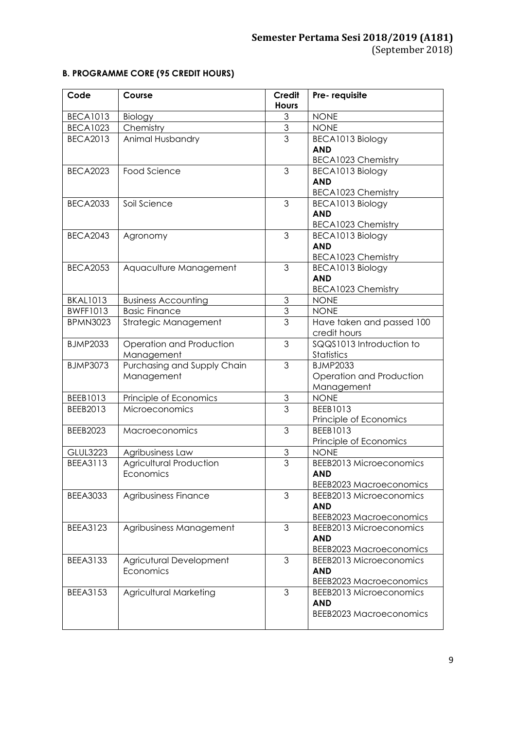## B. PROGRAMME CORE (95 CREDIT HOURS)

| Code | Course | Credit Hours | Pre- requisite |
|---|---|---|---|
| BECA1013 | Biology | 3 | NONE |
| BECA1023 | Chemistry | 3 | NONE |
| BECA2013 | Animal Husbandry | 3 | BECA1013 Biology **AND** BECA1023 Chemistry |
| BECA2023 | Food Science | 3 | BECA1013 Biology **AND** BECA1023 Chemistry |
| BECA2033 | Soil Science | 3 | BECA1013 Biology **AND** BECA1023 Chemistry |
| BECA2043 | Agronomy | 3 | BECA1013 Biology **AND** BECA1023 Chemistry |
| BECA2053 | Aquaculture Management | 3 | BECA1013 Biology **AND** BECA1023 Chemistry |
| BKAL1013 | Business Accounting | 3 | NONE |
| BWFF1013 | Basic Finance | 3 | NONE |
| BPMN3023 | Strategic Management | 3 | Have taken and passed 100 credit hours |
| BJMP2033 | Operation and Production Management | 3 | SQQS1013 Introduction to Statistics |
| BJMP3073 | Purchasing and Supply Chain Management | 3 | BJMP2033 Operation and Production Management |
| BEEB1013 | Principle of Economics | 3 | NONE |
| BEEB2013 | Microeconomics | 3 | BEEB1013 Principle of Economics |
| BEEB2023 | Macroeconomics | 3 | BEEB1013 Principle of Economics |
| GLUL3223 | Agribusiness Law | 3 | NONE |
| BEEA3113 | Agricultural Production Economics | 3 | BEEB2013 Microeconomics **AND** BEEB2023 Macroeconomics |
| BEEA3033 | Agribusiness Finance | 3 | BEEB2013 Microeconomics **AND** BEEB2023 Macroeconomics |
| BEEA3123 | Agribusiness Management | 3 | BEEB2013 Microeconomics **AND** BEEB2023 Macroeconomics |
| BEEA3133 | Agricutural Development Economics | 3 | BEEB2013 Microeconomics **AND** BEEB2023 Macroeconomics |
| BEEA3153 | Agricultural Marketing | 3 | BEEB2013 Microeconomics **AND** BEEB2023 Macroeconomics |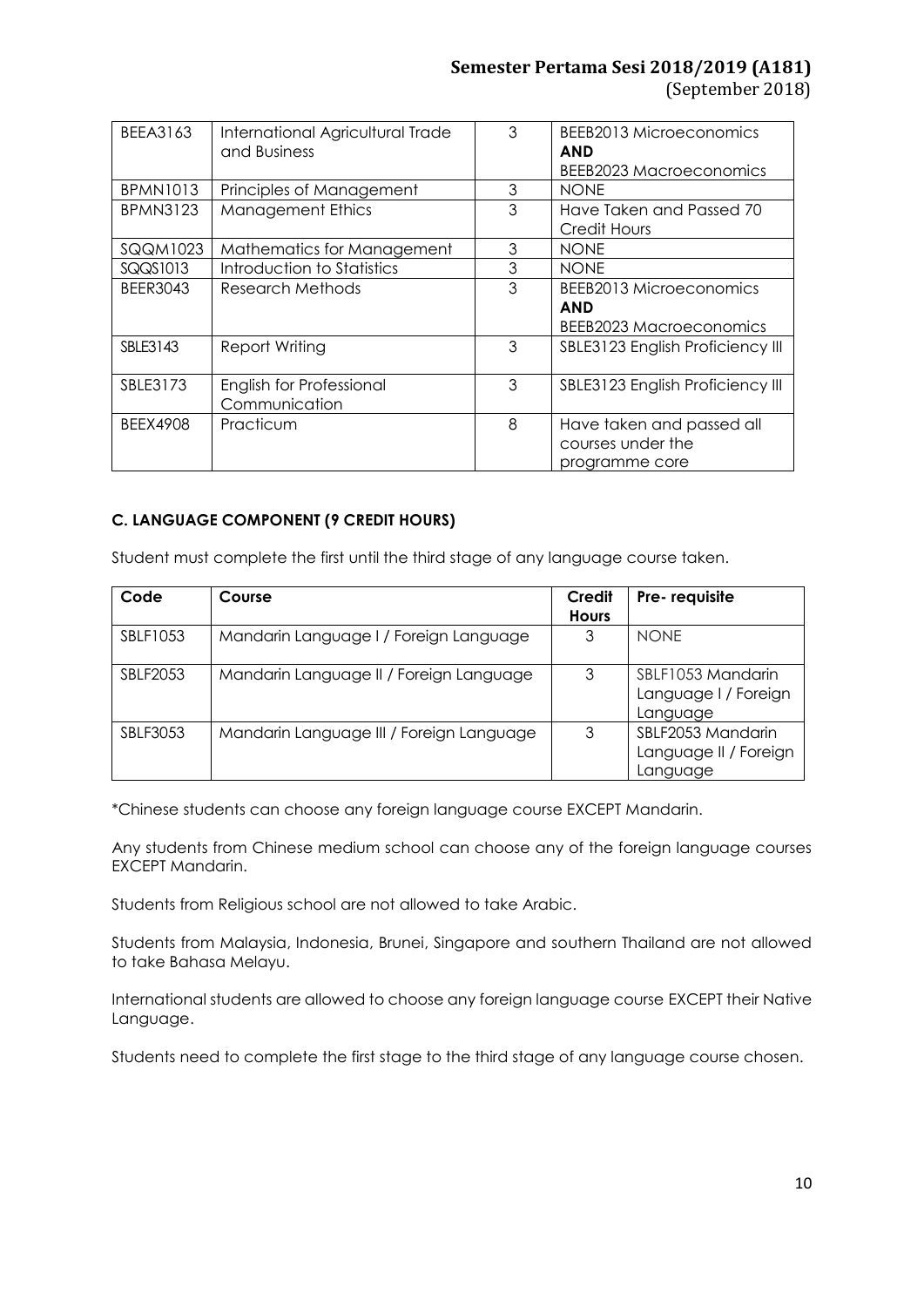| BEEA3163 | International Agricultural Trade and Business | 3 | BEEB2013 Microeconomics **AND** BEEB2023 Macroeconomics |
|---|---|---|---|
| BPMN1013 | Principles of Management | 3 | NONE |
| BPMN3123 | Management Ethics | 3 | Have Taken and Passed 70 Credit Hours |
| SQQM1023 | Mathematics for Management | 3 | NONE |
| SQQS1013 | Introduction to Statistics | 3 | NONE |
| BEER3043 | Research Methods | 3 | BEEB2013 Microeconomics **AND** BEEB2023 Macroeconomics |
| SBLE3143 | Report Writing | 3 | SBLE3123 English Proficiency III |
| SBLE3173 | English for Professional Communication | 3 | SBLE3123 English Proficiency III |
| BEEX4908 | Practicum | 8 | Have taken and passed all courses under the programme core |

**C. LANGUAGE COMPONENT (9 CREDIT HOURS)**

Student must complete the first until the third stage of any language course taken.

| Code | Course | Credit Hours | Pre- requisite |
|---|---|---|---|
| SBLF1053 | Mandarin Language I / Foreign Language | 3 | NONE |
| SBLF2053 | Mandarin Language II / Foreign Language | 3 | SBLF1053 Mandarin Language I / Foreign Language |
| SBLF3053 | Mandarin Language III / Foreign Language | 3 | SBLF2053 Mandarin Language II / Foreign Language |

*Chinese students can choose any foreign language course EXCEPT Mandarin.

Any students from Chinese medium school can choose any of the foreign language courses EXCEPT Mandarin.

Students from Religious school are not allowed to take Arabic.

Students from Malaysia, Indonesia, Brunei, Singapore and southern Thailand are not allowed to take Bahasa Melayu.

International students are allowed to choose any foreign language course EXCEPT their Native Language.

Students need to complete the first stage to the third stage of any language course chosen.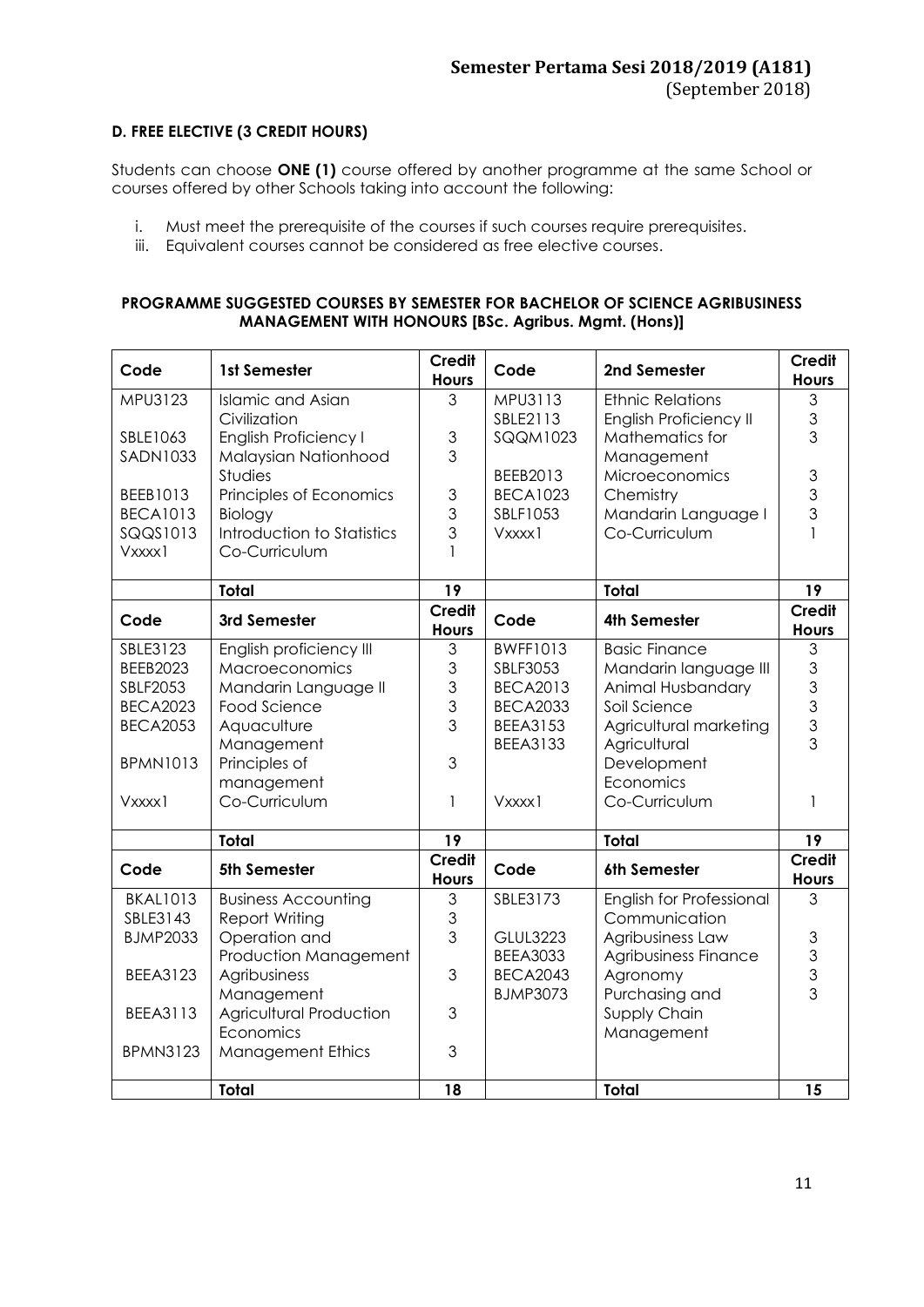### D. FREE ELECTIVE (3 CREDIT HOURS)

Students can choose **ONE (1)** course offered by another programme at the same School or courses offered by other Schools taking into account the following:

i. Must meet the prerequisite of the courses if such courses require prerequisites.
iii. Equivalent courses cannot be considered as free elective courses.

#### PROGRAMME SUGGESTED COURSES BY SEMESTER FOR BACHELOR OF SCIENCE AGRIBUSINESS MANAGEMENT WITH HONOURS [BSc. Agribus. Mgmt. (Hons)]

| Code | 1st Semester | Credit Hours | Code | 2nd Semester | Credit Hours |
|---|---|---|---|---|---|
| MPU3123 | Islamic and Asian Civilization | 3 | MPU3113 | Ethnic Relations | 3 |
| SBLE1063 | English Proficiency I | 3 | SBLE2113 | English Proficiency II | 3 |
| SADN1033 | Malaysian Nationhood Studies | 3 | SQQM1023 | Mathematics for Management | 3 |
| BEEB1013 | Principles of Economics | 3 | BEEB2013 | Microeconomics | 3 |
| BECA1013 | Biology | 3 | BECA1023 | Chemistry | 3 |
| SQQS1013 | Introduction to Statistics | 3 | SBLF1053 | Mandarin Language I | 3 |
| Vxxxx1 | Co-Curriculum | 1 | Vxxxx1 | Co-Curriculum | 1 |
| | **Total** | **19** | | **Total** | **19** |
| **Code** | **3rd Semester** | **Credit Hours** | **Code** | **4th Semester** | **Credit Hours** |
| SBLE3123 | English proficiency III | 3 | BWFF1013 | Basic Finance | 3 |
| BEEB2023 | Macroeconomics | 3 | SBLF3053 | Mandarin language III | 3 |
| SBLF2053 | Mandarin Language II | 3 | BECA2013 | Animal Husbandary | 3 |
| BECA2023 | Food Science | 3 | BECA2033 | Soil Science | 3 |
| BECA2053 | Aquaculture Management | 3 | BEEA3153 | Agricultural marketing | 3 |
| BPMN1013 | Principles of management | 3 | BEEA3133 | Agricultural Development Economics | 3 |
| Vxxxx1 | Co-Curriculum | 1 | Vxxxx1 | Co-Curriculum | 1 |
| | **Total** | **19** | | **Total** | **19** |
| **Code** | **5th Semester** | **Credit Hours** | **Code** | **6th Semester** | **Credit Hours** |
| BKAL1013 | Business Accounting | 3 | SBLE3173 | English for Professional Communication | 3 |
| SBLE3143 | Report Writing | 3 | GLUL3223 | Agribusiness Law | 3 |
| BJMP2033 | Operation and Production Management | 3 | BEEA3033 | Agribusiness Finance | 3 |
| BEEA3123 | Agribusiness Management | 3 | BECA2043 | Agronomy | 3 |
| BEEA3113 | Agricultural Production Economics | 3 | BJMP3073 | Purchasing and Supply Chain Management | 3 |
| BPMN3123 | Management Ethics | 3 | | | |
| | **Total** | **18** | | **Total** | **15** |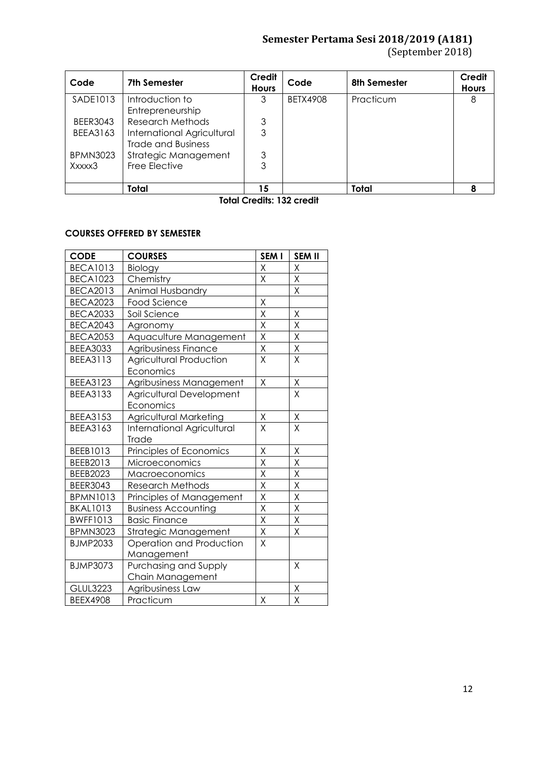| Code | 7th Semester | Credit Hours | Code | 8th Semester | Credit Hours |
|---|---|---|---|---|---|
| SADE1013 | Introduction to Entrepreneurship | 3 | BETX4908 | Practicum | 8 |
| BEER3043 | Research Methods | 3 | | | |
| BEEA3163 | International Agricultural Trade and Business | 3 | | | |
| BPMN3023 | Strategic Management | 3 | | | |
| Xxxxx3 | Free Elective | 3 | | | |
| | **Total** | **15** | | **Total** | **8** |

**Total Credits: 132 credit**

**COURSES OFFERED BY SEMESTER**

| CODE | COURSES | SEM I | SEM II |
|---|---|---|---|
| BECA1013 | Biology | X | X |
| BECA1023 | Chemistry | X | X |
| BECA2013 | Animal Husbandry | | X |
| BECA2023 | Food Science | X | |
| BECA2033 | Soil Science | X | X |
| BECA2043 | Agronomy | X | X |
| BECA2053 | Aquaculture Management | X | X |
| BEEA3033 | Agribusiness Finance | X | X |
| BEEA3113 | Agricultural Production Economics | X | X |
| BEEA3123 | Agribusiness Management | X | X |
| BEEA3133 | Agricultural Development Economics | | X |
| BEEA3153 | Agricultural Marketing | X | X |
| BEEA3163 | International Agricultural Trade | X | X |
| BEEB1013 | Principles of Economics | X | X |
| BEEB2013 | Microeconomics | X | X |
| BEEB2023 | Macroeconomics | X | X |
| BEER3043 | Research Methods | X | X |
| BPMN1013 | Principles of Management | X | X |
| BKAL1013 | Business Accounting | X | X |
| BWFF1013 | Basic Finance | X | X |
| BPMN3023 | Strategic Management | X | X |
| BJMP2033 | Operation and Production Management | X | |
| BJMP3073 | Purchasing and Supply Chain Management | | X |
| GLUL3223 | Agribusiness Law | | X |
| BEEX4908 | Practicum | X | X |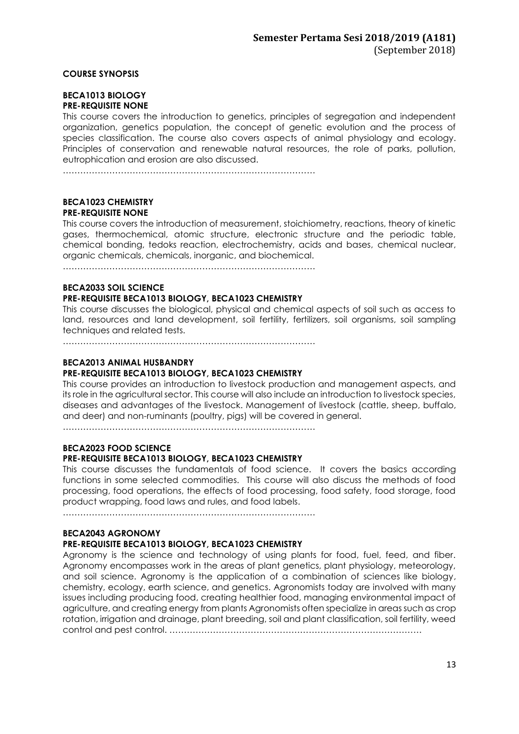**COURSE SYNOPSIS**

**BECA1013 BIOLOGY**
**PRE-REQUISITE NONE**

This course covers the introduction to genetics, principles of segregation and independent organization, genetics population, the concept of genetic evolution and the process of species classification. The course also covers aspects of animal physiology and ecology. Principles of conservation and renewable natural resources, the role of parks, pollution, eutrophication and erosion are also discussed.

……………………………………………………………………………

**BECA1023 CHEMISTRY**
**PRE-REQUISITE NONE**

This course covers the introduction of measurement, stoichiometry, reactions, theory of kinetic gases, thermochemical, atomic structure, electronic structure and the periodic table, chemical bonding, tedoks reaction, electrochemistry, acids and bases, chemical nuclear, organic chemicals, chemicals, inorganic, and biochemical.

……………………………………………………………………………

**BECA2033 SOIL SCIENCE**
**PRE-REQUISITE BECA1013 BIOLOGY, BECA1023 CHEMISTRY**

This course discusses the biological, physical and chemical aspects of soil such as access to land, resources and land development, soil fertility, fertilizers, soil organisms, soil sampling techniques and related tests.

……………………………………………………………………………

**BECA2013 ANIMAL HUSBANDRY**
**PRE-REQUISITE BECA1013 BIOLOGY, BECA1023 CHEMISTRY**

This course provides an introduction to livestock production and management aspects, and its role in the agricultural sector. This course will also include an introduction to livestock species, diseases and advantages of the livestock. Management of livestock (cattle, sheep, buffalo, and deer) and non-ruminants (poultry, pigs) will be covered in general.

……………………………………………………………………………

**BECA2023 FOOD SCIENCE**
**PRE-REQUISITE BECA1013 BIOLOGY, BECA1023 CHEMISTRY**

This course discusses the fundamentals of food science. It covers the basics according functions in some selected commodities. This course will also discuss the methods of food processing, food operations, the effects of food processing, food safety, food storage, food product wrapping, food laws and rules, and food labels.

……………………………………………………………………………

**BECA2043 AGRONOMY**
**PRE-REQUISITE BECA1013 BIOLOGY, BECA1023 CHEMISTRY**

Agronomy is the science and technology of using plants for food, fuel, feed, and fiber. Agronomy encompasses work in the areas of plant genetics, plant physiology, meteorology, and soil science. Agronomy is the application of a combination of sciences like biology, chemistry, ecology, earth science, and genetics. Agronomists today are involved with many issues including producing food, creating healthier food, managing environmental impact of agriculture, and creating energy from plants Agronomists often specialize in areas such as crop rotation, irrigation and drainage, plant breeding, soil and plant classification, soil fertility, weed control and pest control. ……………………………………………………………………………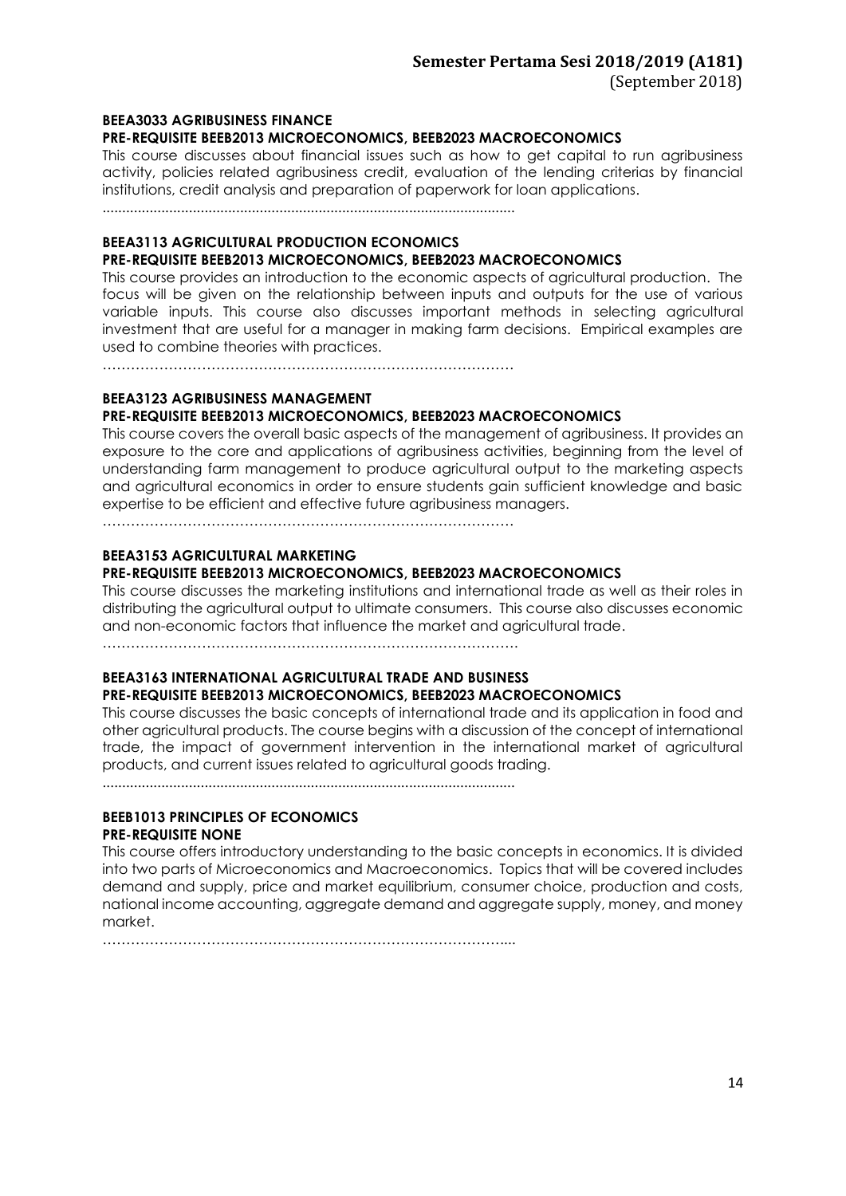**BEEA3033 AGRIBUSINESS FINANCE**
**PRE-REQUISITE BEEB2013 MICROECONOMICS, BEEB2023 MACROECONOMICS**

This course discusses about financial issues such as how to get capital to run agribusiness activity, policies related agribusiness credit, evaluation of the lending criterias by financial institutions, credit analysis and preparation of paperwork for loan applications.

.......................................................................................................

**BEEA3113 AGRICULTURAL PRODUCTION ECONOMICS**
**PRE-REQUISITE BEEB2013 MICROECONOMICS, BEEB2023 MACROECONOMICS**

This course provides an introduction to the economic aspects of agricultural production. The focus will be given on the relationship between inputs and outputs for the use of various variable inputs. This course also discusses important methods in selecting agricultural investment that are useful for a manager in making farm decisions. Empirical examples are used to combine theories with practices.

……………………………………………………………………………

**BEEA3123 AGRIBUSINESS MANAGEMENT**
**PRE-REQUISITE BEEB2013 MICROECONOMICS, BEEB2023 MACROECONOMICS**

This course covers the overall basic aspects of the management of agribusiness. It provides an exposure to the core and applications of agribusiness activities, beginning from the level of understanding farm management to produce agricultural output to the marketing aspects and agricultural economics in order to ensure students gain sufficient knowledge and basic expertise to be efficient and effective future agribusiness managers.

……………………………………………………………………………

**BEEA3153 AGRICULTURAL MARKETING**
**PRE-REQUISITE BEEB2013 MICROECONOMICS, BEEB2023 MACROECONOMICS**

This course discusses the marketing institutions and international trade as well as their roles in distributing the agricultural output to ultimate consumers. This course also discusses economic and non-economic factors that influence the market and agricultural trade.

……………………………………………………………………………

**BEEA3163 INTERNATIONAL AGRICULTURAL TRADE AND BUSINESS**
**PRE-REQUISITE BEEB2013 MICROECONOMICS, BEEB2023 MACROECONOMICS**

This course discusses the basic concepts of international trade and its application in food and other agricultural products. The course begins with a discussion of the concept of international trade, the impact of government intervention in the international market of agricultural products, and current issues related to agricultural goods trading.

.......................................................................................................

**BEEB1013 PRINCIPLES OF ECONOMICS**
**PRE-REQUISITE NONE**

This course offers introductory understanding to the basic concepts in economics. It is divided into two parts of Microeconomics and Macroeconomics. Topics that will be covered includes demand and supply, price and market equilibrium, consumer choice, production and costs, national income accounting, aggregate demand and aggregate supply, money, and money market.

……………………………………………………………………………....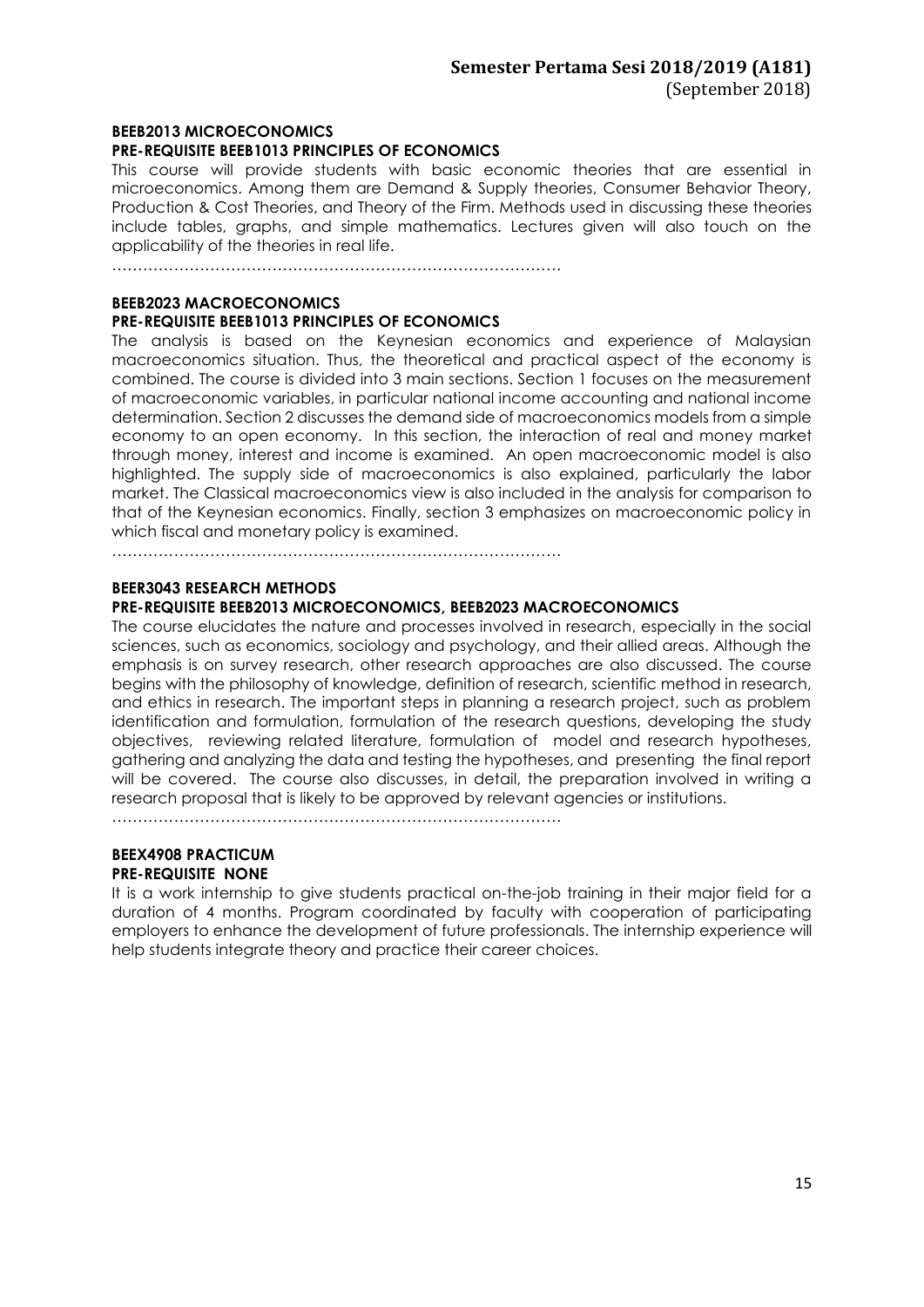**BEEB2013 MICROECONOMICS**
**PRE-REQUISITE BEEB1013 PRINCIPLES OF ECONOMICS**

This course will provide students with basic economic theories that are essential in microeconomics. Among them are Demand & Supply theories, Consumer Behavior Theory, Production & Cost Theories, and Theory of the Firm. Methods used in discussing these theories include tables, graphs, and simple mathematics. Lectures given will also touch on the applicability of the theories in real life.

……………………………………………………………………………

**BEEB2023 MACROECONOMICS**
**PRE-REQUISITE BEEB1013 PRINCIPLES OF ECONOMICS**

The analysis is based on the Keynesian economics and experience of Malaysian macroeconomics situation. Thus, the theoretical and practical aspect of the economy is combined. The course is divided into 3 main sections. Section 1 focuses on the measurement of macroeconomic variables, in particular national income accounting and national income determination. Section 2 discusses the demand side of macroeconomics models from a simple economy to an open economy. In this section, the interaction of real and money market through money, interest and income is examined. An open macroeconomic model is also highlighted. The supply side of macroeconomics is also explained, particularly the labor market. The Classical macroeconomics view is also included in the analysis for comparison to that of the Keynesian economics. Finally, section 3 emphasizes on macroeconomic policy in which fiscal and monetary policy is examined.

……………………………………………………………………………

**BEER3043 RESEARCH METHODS**
**PRE-REQUISITE BEEB2013 MICROECONOMICS, BEEB2023 MACROECONOMICS**

The course elucidates the nature and processes involved in research, especially in the social sciences, such as economics, sociology and psychology, and their allied areas. Although the emphasis is on survey research, other research approaches are also discussed. The course begins with the philosophy of knowledge, definition of research, scientific method in research, and ethics in research. The important steps in planning a research project, such as problem identification and formulation, formulation of the research questions, developing the study objectives, reviewing related literature, formulation of model and research hypotheses, gathering and analyzing the data and testing the hypotheses, and presenting the final report will be covered. The course also discusses, in detail, the preparation involved in writing a research proposal that is likely to be approved by relevant agencies or institutions.

……………………………………………………………………………

**BEEX4908 PRACTICUM**
**PRE-REQUISITE NONE**

It is a work internship to give students practical on-the-job training in their major field for a duration of 4 months. Program coordinated by faculty with cooperation of participating employers to enhance the development of future professionals. The internship experience will help students integrate theory and practice their career choices.